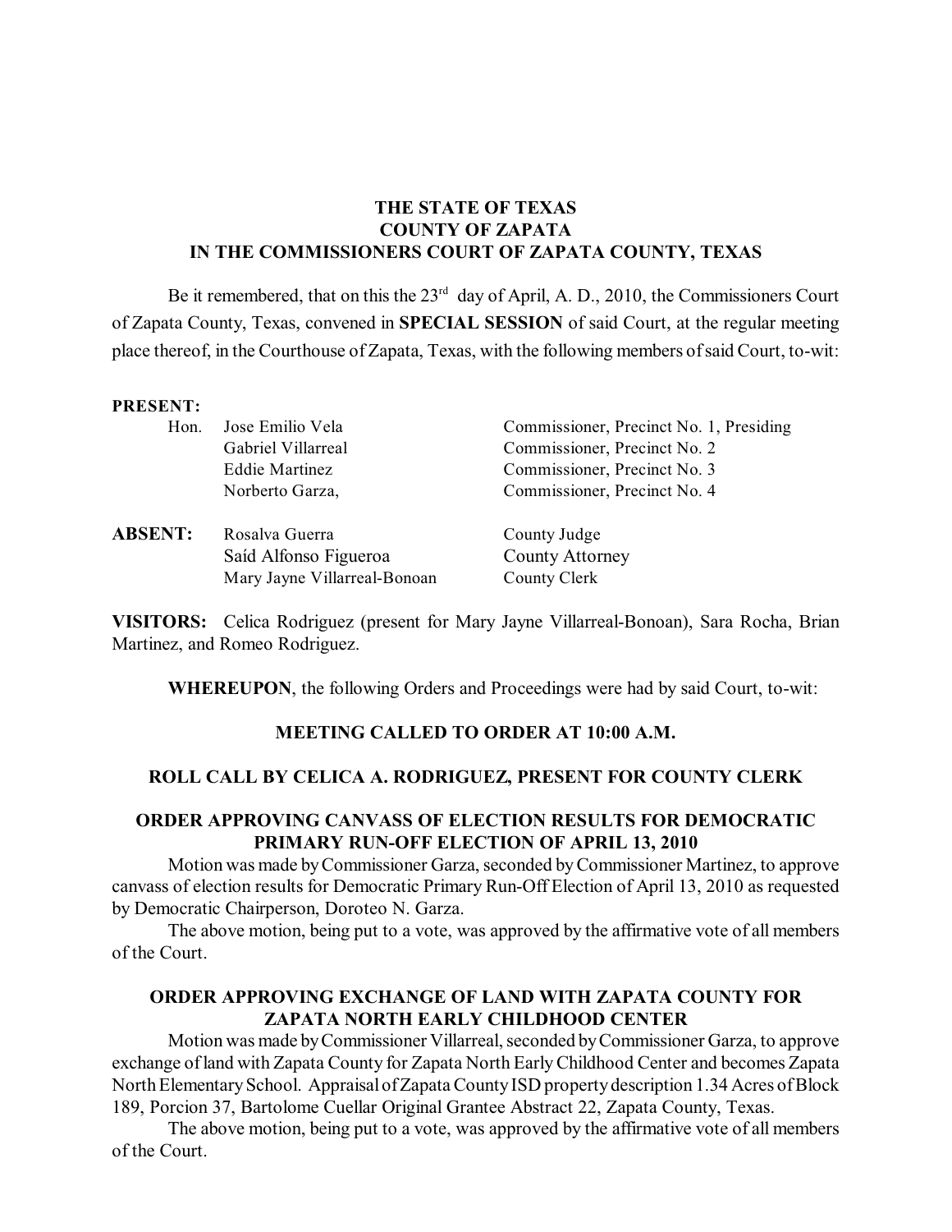**THE STATE OF TEXAS**
**COUNTY OF ZAPATA**
**IN THE COMMISSIONERS COURT OF ZAPATA COUNTY, TEXAS**

Be it remembered, that on this the 23rd day of April, A. D., 2010, the Commissioners Court of Zapata County, Texas, convened in **SPECIAL SESSION** of said Court, at the regular meeting place thereof, in the Courthouse of Zapata, Texas, with the following members of said Court, to-wit:

**PRESENT:**

| | | |
|---|---|---|
| Hon. | Jose Emilio Vela | Commissioner, Precinct No. 1, Presiding |
| | Gabriel Villarreal | Commissioner, Precinct No. 2 |
| | Eddie Martinez | Commissioner, Precinct No. 3 |
| | Norberto Garza, | Commissioner, Precinct No. 4 |

**ABSENT:**

| | |
|---|---|
| Rosalva Guerra | County Judge |
| Saíd Alfonso Figueroa | County Attorney |
| Mary Jayne Villarreal-Bonoan | County Clerk |

**VISITORS:** Celica Rodriguez (present for Mary Jayne Villarreal-Bonoan), Sara Rocha, Brian Martinez, and Romeo Rodriguez.

**WHEREUPON**, the following Orders and Proceedings were had by said Court, to-wit:

**MEETING CALLED TO ORDER AT 10:00 A.M.**

**ROLL CALL BY CELICA A. RODRIGUEZ, PRESENT FOR COUNTY CLERK**

**ORDER APPROVING CANVASS OF ELECTION RESULTS FOR DEMOCRATIC PRIMARY RUN-OFF ELECTION OF APRIL 13, 2010**

Motion was made by Commissioner Garza, seconded by Commissioner Martinez, to approve canvass of election results for Democratic Primary Run-Off Election of April 13, 2010 as requested by Democratic Chairperson, Doroteo N. Garza.

The above motion, being put to a vote, was approved by the affirmative vote of all members of the Court.

**ORDER APPROVING EXCHANGE OF LAND WITH ZAPATA COUNTY FOR ZAPATA NORTH EARLY CHILDHOOD CENTER**

Motion was made by Commissioner Villarreal, seconded by Commissioner Garza, to approve exchange of land with Zapata County for Zapata North Early Childhood Center and becomes Zapata North Elementary School. Appraisal of Zapata County ISD property description 1.34 Acres of Block 189, Porcion 37, Bartolome Cuellar Original Grantee Abstract 22, Zapata County, Texas.

The above motion, being put to a vote, was approved by the affirmative vote of all members of the Court.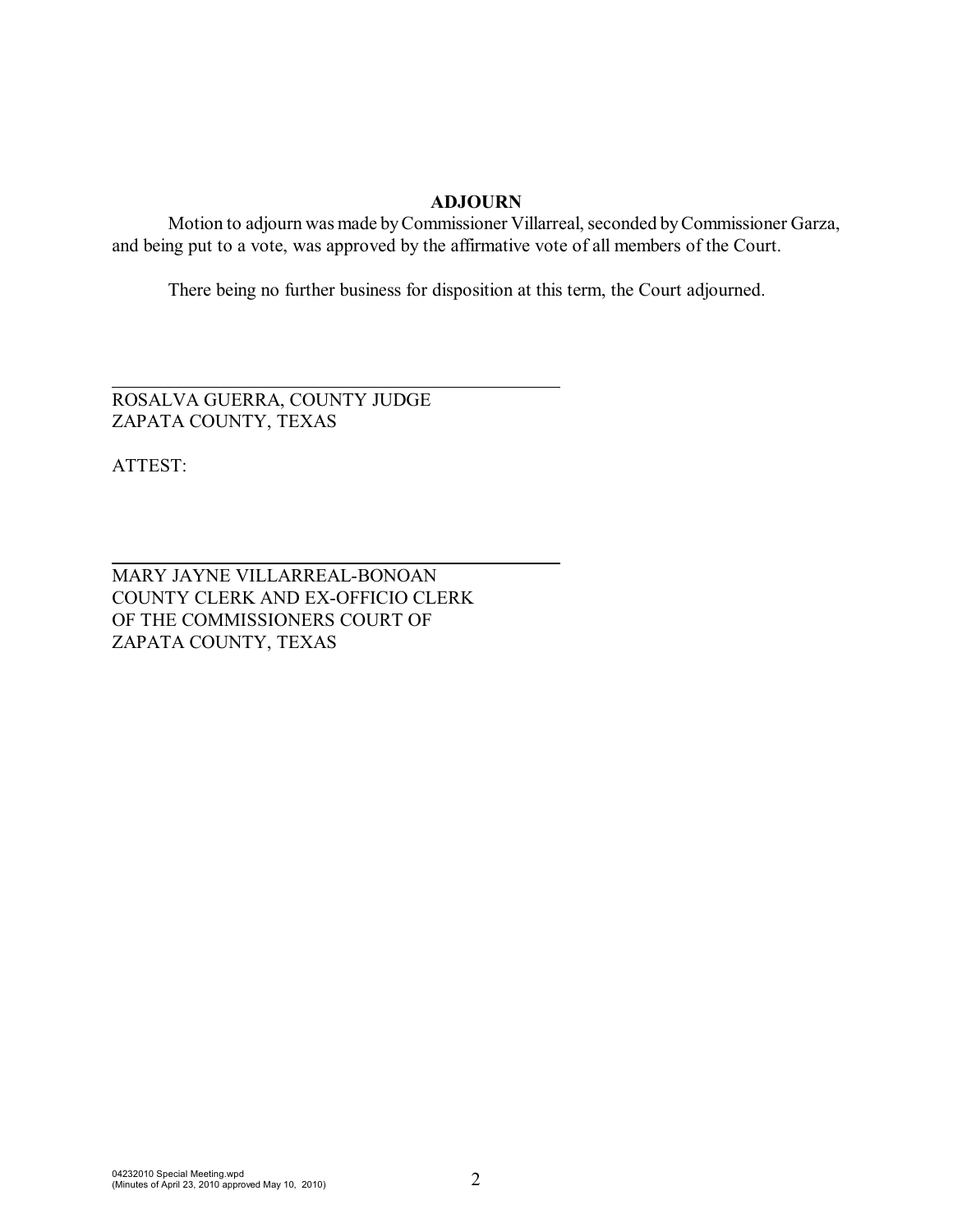## ADJOURN

Motion to adjourn was made by Commissioner Villarreal, seconded by Commissioner Garza, and being put to a vote, was approved by the affirmative vote of all members of the Court.

There being no further business for disposition at this term, the Court adjourned.

\_\_\_\_\_\_\_\_\_\_\_\_\_\_\_\_\_\_\_\_\_\_\_\_\_\_\_\_\_\_\_\_\_\_\_\_\_\_\_\_

ROSALVA GUERRA, COUNTY JUDGE
ZAPATA COUNTY, TEXAS

ATTEST:

\_\_\_\_\_\_\_\_\_\_\_\_\_\_\_\_\_\_\_\_\_\_\_\_\_\_\_\_\_\_\_\_\_\_\_\_\_\_\_\_

MARY JAYNE VILLARREAL-BONOAN
COUNTY CLERK AND EX-OFFICIO CLERK
OF THE COMMISSIONERS COURT OF
ZAPATA COUNTY, TEXAS

04232010 Special Meeting.wpd
(Minutes of April 23, 2010 approved May 10, 2010)